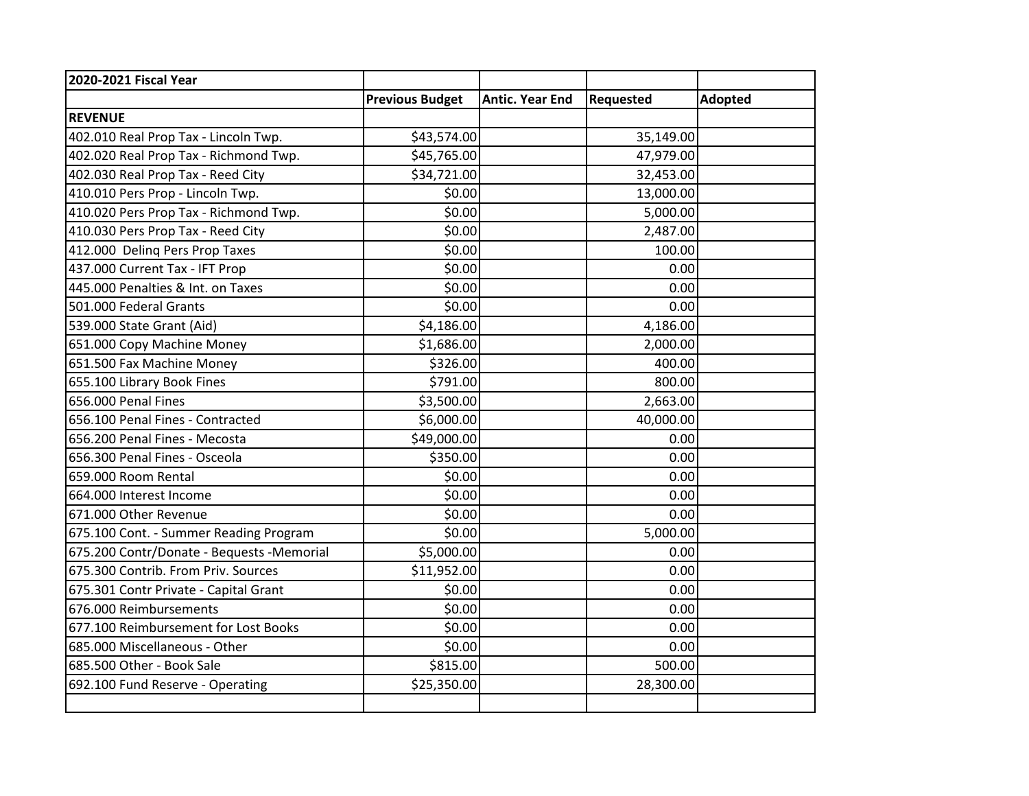| 2020-2021 Fiscal Year | | | | |
|---|---|---|---|---|
| | **Previous Budget** | **Antic. Year End** | **Requested** | **Adopted** |
| **REVENUE** | | | | |
| 402.010 Real Prop Tax - Lincoln Twp. | $43,574.00 | | 35,149.00 | |
| 402.020 Real Prop Tax - Richmond Twp. | $45,765.00 | | 47,979.00 | |
| 402.030 Real Prop Tax - Reed City | $34,721.00 | | 32,453.00 | |
| 410.010 Pers Prop - Lincoln Twp. | $0.00 | | 13,000.00 | |
| 410.020 Pers Prop Tax - Richmond Twp. | $0.00 | | 5,000.00 | |
| 410.030 Pers Prop Tax - Reed City | $0.00 | | 2,487.00 | |
| 412.000 Delinq Pers Prop Taxes | $0.00 | | 100.00 | |
| 437.000 Current Tax - IFT Prop | $0.00 | | 0.00 | |
| 445.000 Penalties & Int. on Taxes | $0.00 | | 0.00 | |
| 501.000 Federal Grants | $0.00 | | 0.00 | |
| 539.000 State Grant (Aid) | $4,186.00 | | 4,186.00 | |
| 651.000 Copy Machine Money | $1,686.00 | | 2,000.00 | |
| 651.500 Fax Machine Money | $326.00 | | 400.00 | |
| 655.100 Library Book Fines | $791.00 | | 800.00 | |
| 656.000 Penal Fines | $3,500.00 | | 2,663.00 | |
| 656.100 Penal Fines - Contracted | $6,000.00 | | 40,000.00 | |
| 656.200 Penal Fines - Mecosta | $49,000.00 | | 0.00 | |
| 656.300 Penal Fines - Osceola | $350.00 | | 0.00 | |
| 659.000 Room Rental | $0.00 | | 0.00 | |
| 664.000 Interest Income | $0.00 | | 0.00 | |
| 671.000 Other Revenue | $0.00 | | 0.00 | |
| 675.100 Cont. - Summer Reading Program | $0.00 | | 5,000.00 | |
| 675.200 Contr/Donate - Bequests -Memorial | $5,000.00 | | 0.00 | |
| 675.300 Contrib. From Priv. Sources | $11,952.00 | | 0.00 | |
| 675.301 Contr Private - Capital Grant | $0.00 | | 0.00 | |
| 676.000 Reimbursements | $0.00 | | 0.00 | |
| 677.100 Reimbursement for Lost Books | $0.00 | | 0.00 | |
| 685.000 Miscellaneous - Other | $0.00 | | 0.00 | |
| 685.500 Other - Book Sale | $815.00 | | 500.00 | |
| 692.100 Fund Reserve - Operating | $25,350.00 | | 28,300.00 | |
| | | | | |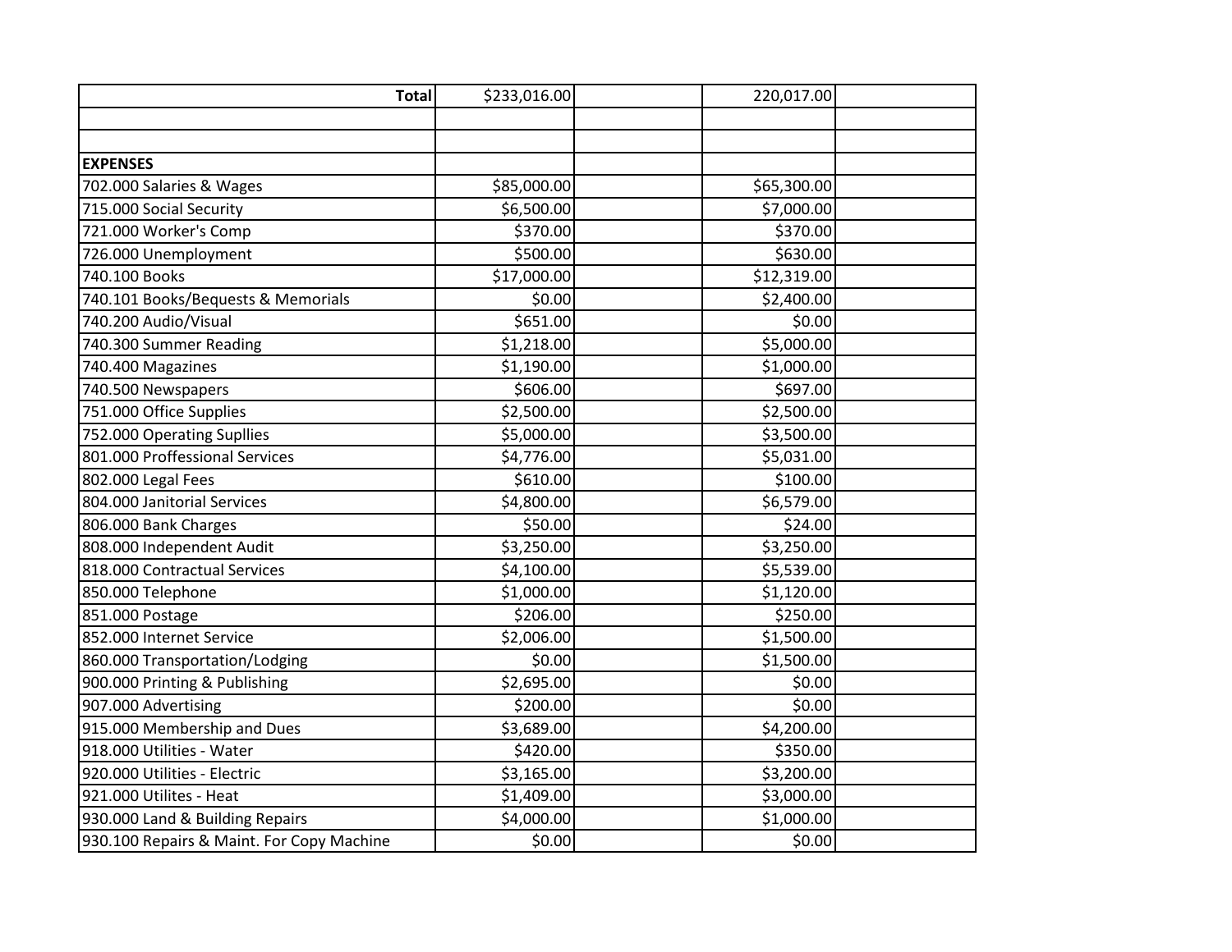| | | | | |
|---|---|---|---|---|
| **Total** | $233,016.00 | | 220,017.00 | |
| | | | | |
| | | | | |
| **EXPENSES** | | | | |
| 702.000 Salaries & Wages | $85,000.00 | | $65,300.00 | |
| 715.000 Social Security | $6,500.00 | | $7,000.00 | |
| 721.000 Worker's Comp | $370.00 | | $370.00 | |
| 726.000 Unemployment | $500.00 | | $630.00 | |
| 740.100 Books | $17,000.00 | | $12,319.00 | |
| 740.101 Books/Bequests & Memorials | $0.00 | | $2,400.00 | |
| 740.200 Audio/Visual | $651.00 | | $0.00 | |
| 740.300 Summer Reading | $1,218.00 | | $5,000.00 | |
| 740.400 Magazines | $1,190.00 | | $1,000.00 | |
| 740.500 Newspapers | $606.00 | | $697.00 | |
| 751.000 Office Supplies | $2,500.00 | | $2,500.00 | |
| 752.000 Operating Supllies | $5,000.00 | | $3,500.00 | |
| 801.000 Proffessional Services | $4,776.00 | | $5,031.00 | |
| 802.000 Legal Fees | $610.00 | | $100.00 | |
| 804.000 Janitorial Services | $4,800.00 | | $6,579.00 | |
| 806.000 Bank Charges | $50.00 | | $24.00 | |
| 808.000 Independent Audit | $3,250.00 | | $3,250.00 | |
| 818.000 Contractual Services | $4,100.00 | | $5,539.00 | |
| 850.000 Telephone | $1,000.00 | | $1,120.00 | |
| 851.000 Postage | $206.00 | | $250.00 | |
| 852.000 Internet Service | $2,006.00 | | $1,500.00 | |
| 860.000 Transportation/Lodging | $0.00 | | $1,500.00 | |
| 900.000 Printing & Publishing | $2,695.00 | | $0.00 | |
| 907.000 Advertising | $200.00 | | $0.00 | |
| 915.000 Membership and Dues | $3,689.00 | | $4,200.00 | |
| 918.000 Utilities - Water | $420.00 | | $350.00 | |
| 920.000 Utilities - Electric | $3,165.00 | | $3,200.00 | |
| 921.000 Utilites - Heat | $1,409.00 | | $3,000.00 | |
| 930.000 Land & Building Repairs | $4,000.00 | | $1,000.00 | |
| 930.100 Repairs & Maint. For Copy Machine | $0.00 | | $0.00 | |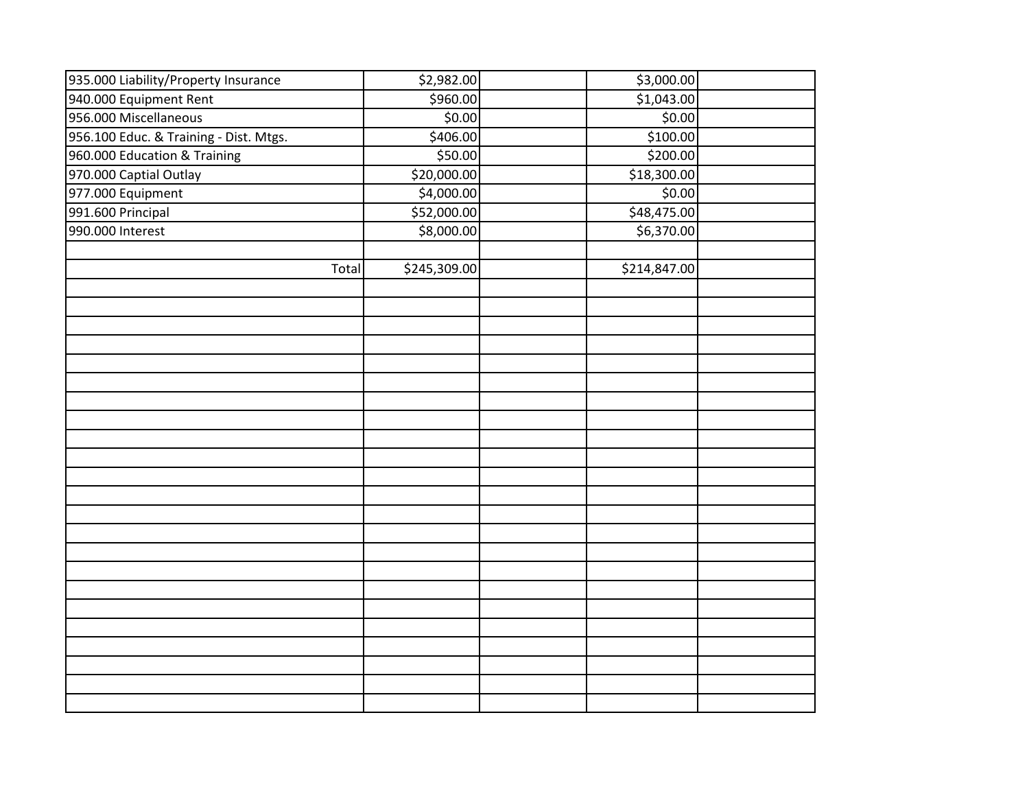| | | | | |
|---|---|---|---|---|
| 935.000 Liability/Property Insurance | $2,982.00 | | $3,000.00 | |
| 940.000 Equipment Rent | $960.00 | | $1,043.00 | |
| 956.000 Miscellaneous | $0.00 | | $0.00 | |
| 956.100 Educ. & Training - Dist. Mtgs. | $406.00 | | $100.00 | |
| 960.000 Education & Training | $50.00 | | $200.00 | |
| 970.000 Captial Outlay | $20,000.00 | | $18,300.00 | |
| 977.000 Equipment | $4,000.00 | | $0.00 | |
| 991.600 Principal | $52,000.00 | | $48,475.00 | |
| 990.000 Interest | $8,000.00 | | $6,370.00 | |
| | | | | |
| Total | $245,309.00 | | $214,847.00 | |